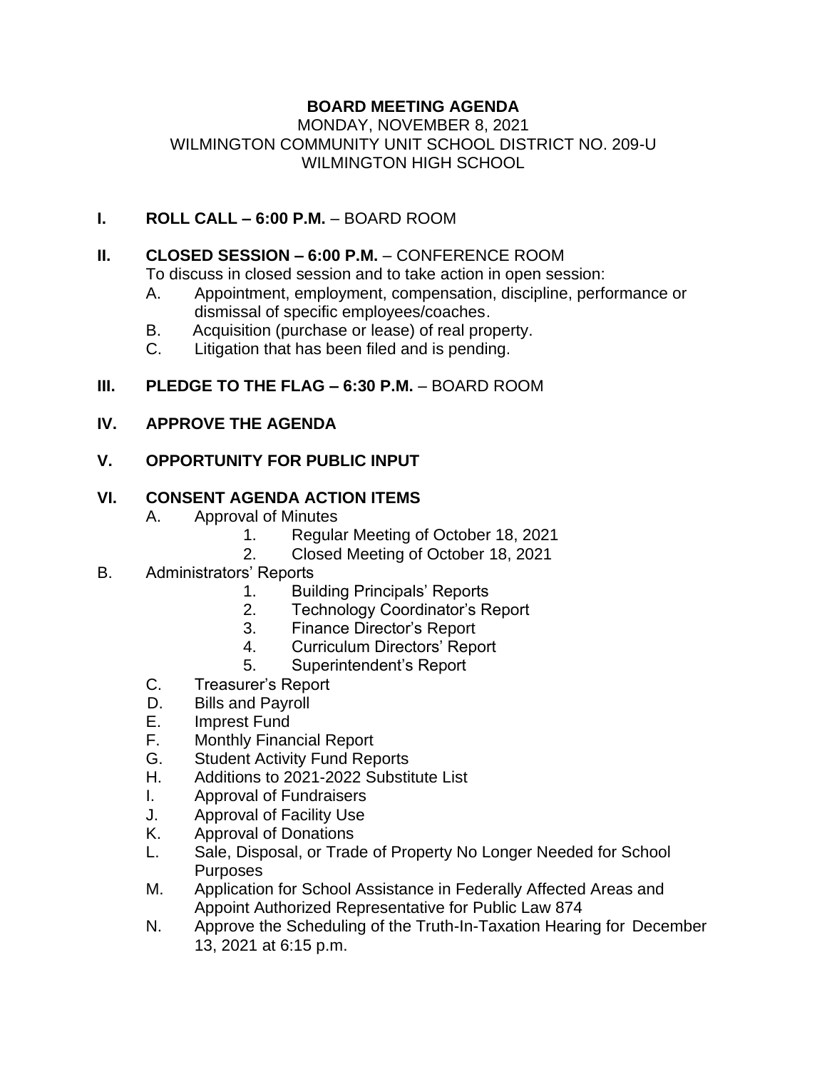**BOARD MEETING AGENDA**

MONDAY, NOVEMBER 8, 2021
WILMINGTON COMMUNITY UNIT SCHOOL DISTRICT NO. 209-U
WILMINGTON HIGH SCHOOL

**I. ROLL CALL – 6:00 P.M.** – BOARD ROOM

**II. CLOSED SESSION – 6:00 P.M.** – CONFERENCE ROOM

To discuss in closed session and to take action in open session:

A. Appointment, employment, compensation, discipline, performance or dismissal of specific employees/coaches.

B. Acquisition (purchase or lease) of real property.

C. Litigation that has been filed and is pending.

**III. PLEDGE TO THE FLAG – 6:30 P.M.** – BOARD ROOM

**IV. APPROVE THE AGENDA**

**V. OPPORTUNITY FOR PUBLIC INPUT**

**VI. CONSENT AGENDA ACTION ITEMS**

A. Approval of Minutes
   1. Regular Meeting of October 18, 2021
   2. Closed Meeting of October 18, 2021

B. Administrators' Reports
   1. Building Principals' Reports
   2. Technology Coordinator's Report
   3. Finance Director's Report
   4. Curriculum Directors' Report
   5. Superintendent's Report

C. Treasurer's Report

D. Bills and Payroll

E. Imprest Fund

F. Monthly Financial Report

G. Student Activity Fund Reports

H. Additions to 2021-2022 Substitute List

I. Approval of Fundraisers

J. Approval of Facility Use

K. Approval of Donations

L. Sale, Disposal, or Trade of Property No Longer Needed for School Purposes

M. Application for School Assistance in Federally Affected Areas and Appoint Authorized Representative for Public Law 874

N. Approve the Scheduling of the Truth-In-Taxation Hearing for December 13, 2021 at 6:15 p.m.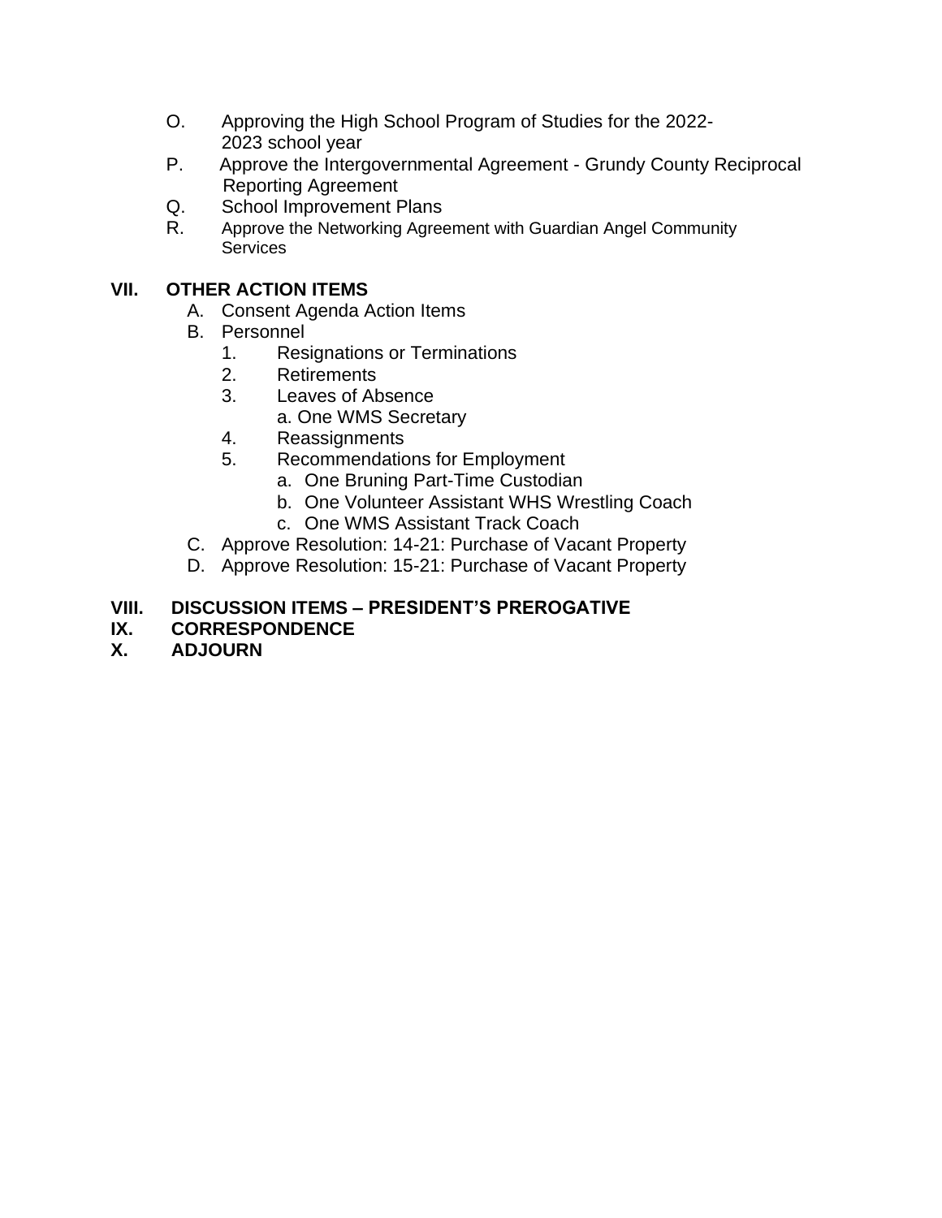O. Approving the High School Program of Studies for the 2022-2023 school year

P. Approve the Intergovernmental Agreement - Grundy County Reciprocal Reporting Agreement

Q. School Improvement Plans

R. Approve the Networking Agreement with Guardian Angel Community Services

## VII. OTHER ACTION ITEMS

A. Consent Agenda Action Items

B. Personnel
   1. Resignations or Terminations
   2. Retirements
   3. Leaves of Absence
      a. One WMS Secretary
   4. Reassignments
   5. Recommendations for Employment
      a. One Bruning Part-Time Custodian
      b. One Volunteer Assistant WHS Wrestling Coach
      c. One WMS Assistant Track Coach

C. Approve Resolution: 14-21: Purchase of Vacant Property

D. Approve Resolution: 15-21: Purchase of Vacant Property

## VIII. DISCUSSION ITEMS – PRESIDENT'S PREROGATIVE

## IX. CORRESPONDENCE

## X. ADJOURN